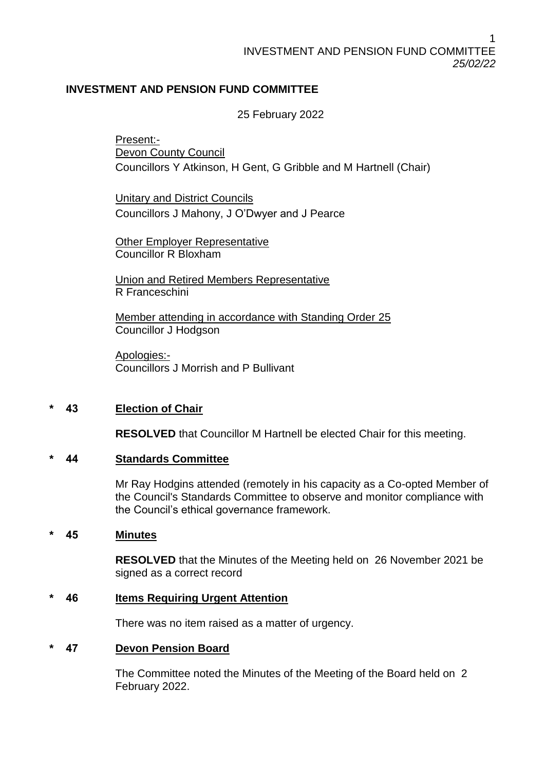## INVESTMENT AND PENSION FUND COMMITTEE

25 February 2022

Present:-

Devon County Council

Councillors Y Atkinson, H Gent, G Gribble and M Hartnell (Chair)

Unitary and District Councils

Councillors J Mahony, J O'Dwyer and J Pearce

Other Employer Representative

Councillor R Bloxham

Union and Retired Members Representative

R Franceschini

Member attending in accordance with Standing Order 25

Councillor J Hodgson

Apologies:-

Councillors J Morrish and P Bullivant

### * 43 Election of Chair

**RESOLVED** that Councillor M Hartnell be elected Chair for this meeting.

### * 44 Standards Committee

Mr Ray Hodgins attended (remotely in his capacity as a Co-opted Member of the Council's Standards Committee to observe and monitor compliance with the Council's ethical governance framework.

### * 45 Minutes

**RESOLVED** that the Minutes of the Meeting held on 26 November 2021 be signed as a correct record

### * 46 Items Requiring Urgent Attention

There was no item raised as a matter of urgency.

### * 47 Devon Pension Board

The Committee noted the Minutes of the Meeting of the Board held on 2 February 2022.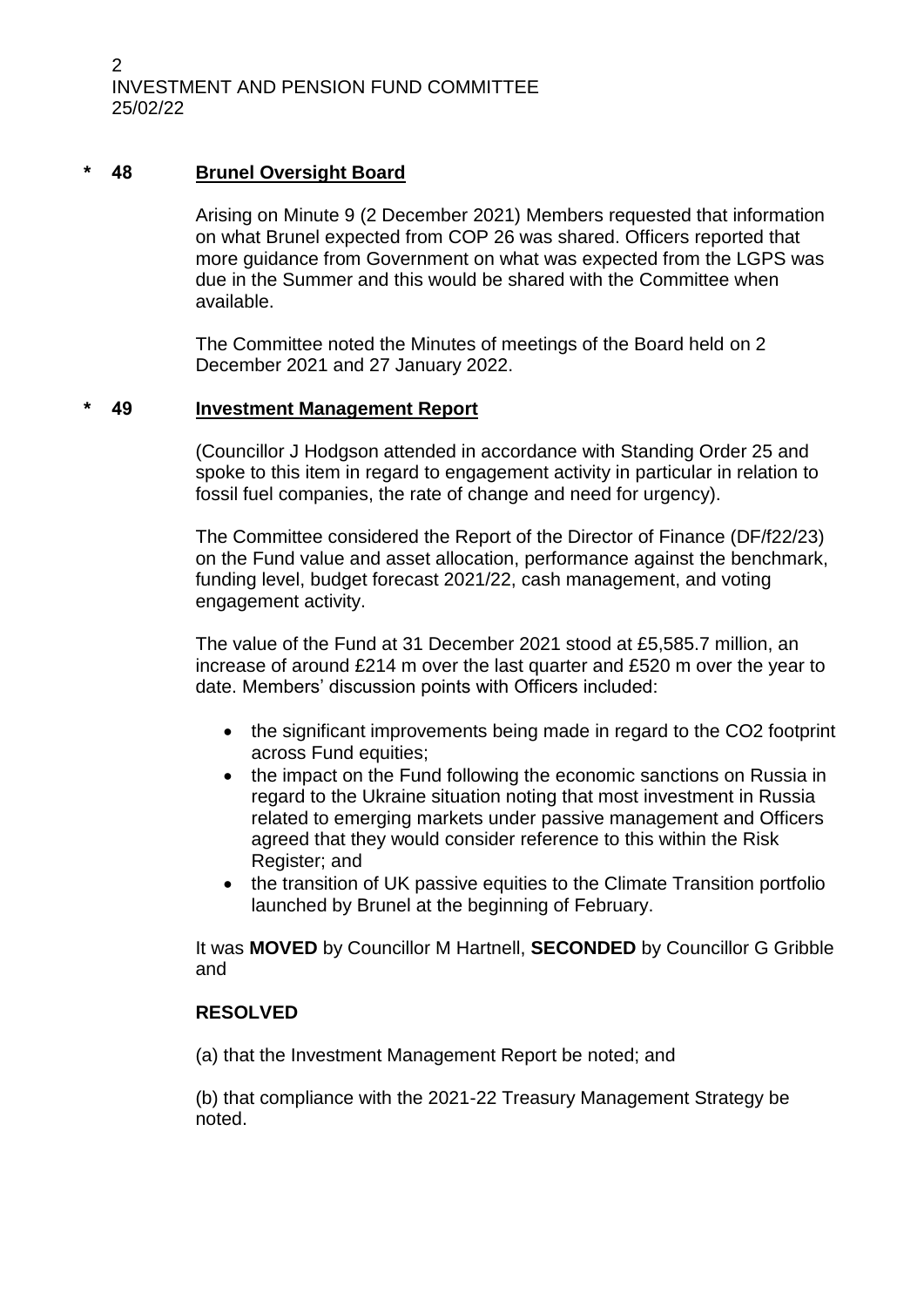## \* 48 Brunel Oversight Board

Arising on Minute 9 (2 December 2021) Members requested that information on what Brunel expected from COP 26 was shared. Officers reported that more guidance from Government on what was expected from the LGPS was due in the Summer and this would be shared with the Committee when available.

The Committee noted the Minutes of meetings of the Board held on 2 December 2021 and 27 January 2022.

## \* 49 Investment Management Report

(Councillor J Hodgson attended in accordance with Standing Order 25 and spoke to this item in regard to engagement activity in particular in relation to fossil fuel companies, the rate of change and need for urgency).

The Committee considered the Report of the Director of Finance (DF/f22/23) on the Fund value and asset allocation, performance against the benchmark, funding level, budget forecast 2021/22, cash management, and voting engagement activity.

The value of the Fund at 31 December 2021 stood at £5,585.7 million, an increase of around £214 m over the last quarter and £520 m over the year to date. Members' discussion points with Officers included:

- the significant improvements being made in regard to the CO2 footprint across Fund equities;
- the impact on the Fund following the economic sanctions on Russia in regard to the Ukraine situation noting that most investment in Russia related to emerging markets under passive management and Officers agreed that they would consider reference to this within the Risk Register; and
- the transition of UK passive equities to the Climate Transition portfolio launched by Brunel at the beginning of February.

It was **MOVED** by Councillor M Hartnell, **SECONDED** by Councillor G Gribble and

**RESOLVED**

(a) that the Investment Management Report be noted; and

(b) that compliance with the 2021-22 Treasury Management Strategy be noted.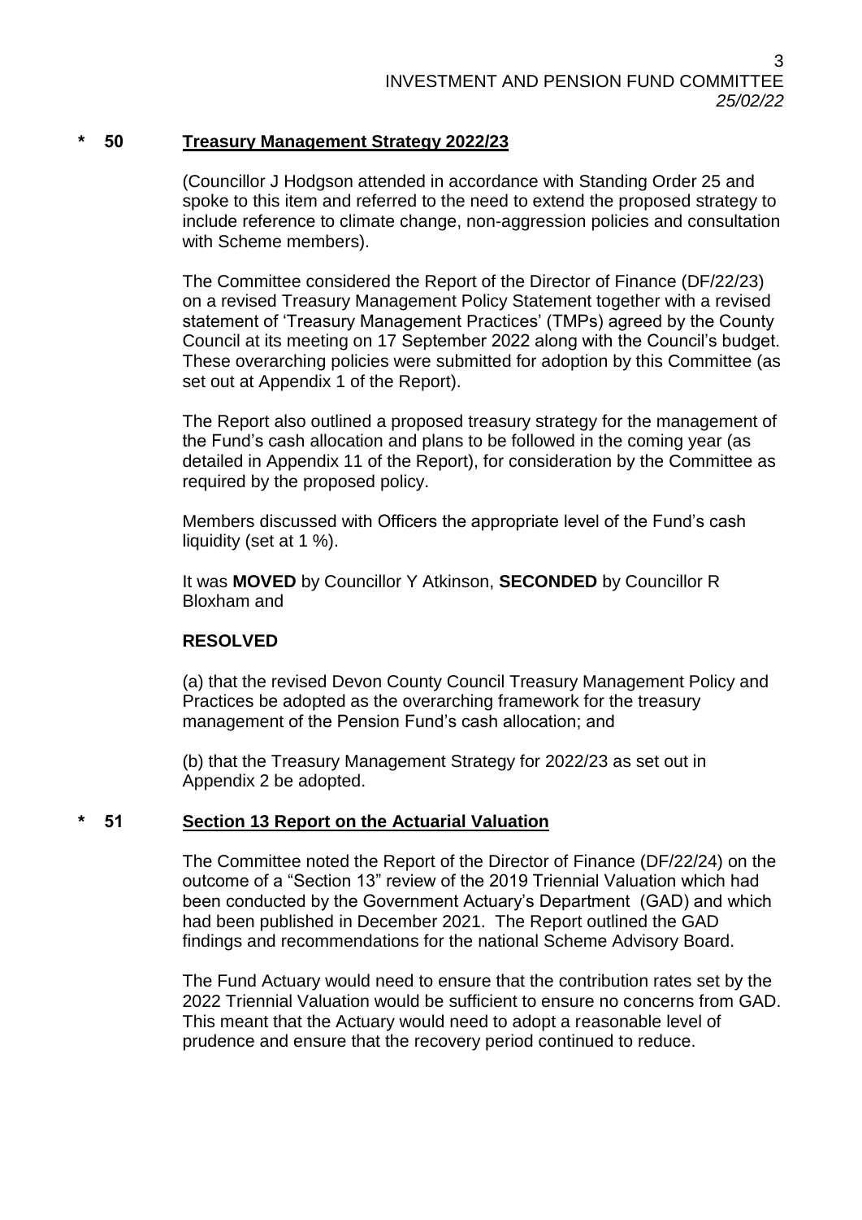## \* 50 Treasury Management Strategy 2022/23

(Councillor J Hodgson attended in accordance with Standing Order 25 and spoke to this item and referred to the need to extend the proposed strategy to include reference to climate change, non-aggression policies and consultation with Scheme members).

The Committee considered the Report of the Director of Finance (DF/22/23) on a revised Treasury Management Policy Statement together with a revised statement of 'Treasury Management Practices' (TMPs) agreed by the County Council at its meeting on 17 September 2022 along with the Council's budget. These overarching policies were submitted for adoption by this Committee (as set out at Appendix 1 of the Report).

The Report also outlined a proposed treasury strategy for the management of the Fund's cash allocation and plans to be followed in the coming year (as detailed in Appendix 11 of the Report), for consideration by the Committee as required by the proposed policy.

Members discussed with Officers the appropriate level of the Fund's cash liquidity (set at 1 %).

It was **MOVED** by Councillor Y Atkinson, **SECONDED** by Councillor R Bloxham and

**RESOLVED**

(a) that the revised Devon County Council Treasury Management Policy and Practices be adopted as the overarching framework for the treasury management of the Pension Fund's cash allocation; and

(b) that the Treasury Management Strategy for 2022/23 as set out in Appendix 2 be adopted.

## \* 51 Section 13 Report on the Actuarial Valuation

The Committee noted the Report of the Director of Finance (DF/22/24) on the outcome of a "Section 13" review of the 2019 Triennial Valuation which had been conducted by the Government Actuary's Department (GAD) and which had been published in December 2021. The Report outlined the GAD findings and recommendations for the national Scheme Advisory Board.

The Fund Actuary would need to ensure that the contribution rates set by the 2022 Triennial Valuation would be sufficient to ensure no concerns from GAD. This meant that the Actuary would need to adopt a reasonable level of prudence and ensure that the recovery period continued to reduce.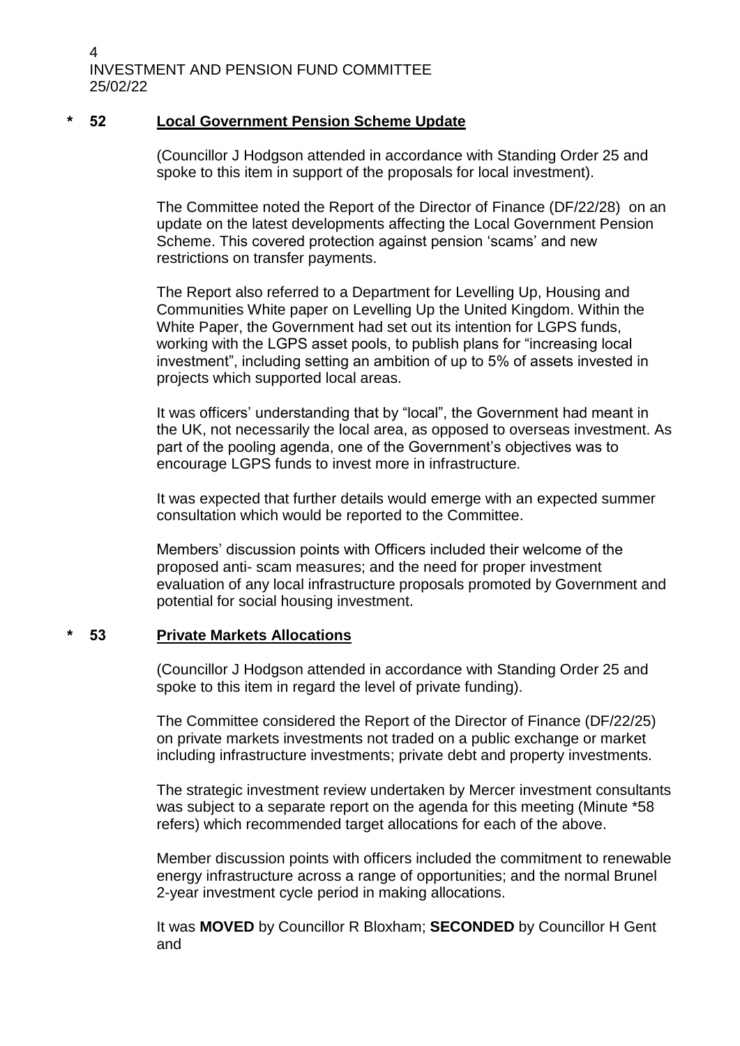## * 52 Local Government Pension Scheme Update

(Councillor J Hodgson attended in accordance with Standing Order 25 and spoke to this item in support of the proposals for local investment).

The Committee noted the Report of the Director of Finance (DF/22/28) on an update on the latest developments affecting the Local Government Pension Scheme. This covered protection against pension 'scams' and new restrictions on transfer payments.

The Report also referred to a Department for Levelling Up, Housing and Communities White paper on Levelling Up the United Kingdom. Within the White Paper, the Government had set out its intention for LGPS funds, working with the LGPS asset pools, to publish plans for "increasing local investment", including setting an ambition of up to 5% of assets invested in projects which supported local areas.

It was officers' understanding that by "local", the Government had meant in the UK, not necessarily the local area, as opposed to overseas investment. As part of the pooling agenda, one of the Government's objectives was to encourage LGPS funds to invest more in infrastructure.

It was expected that further details would emerge with an expected summer consultation which would be reported to the Committee.

Members' discussion points with Officers included their welcome of the proposed anti- scam measures; and the need for proper investment evaluation of any local infrastructure proposals promoted by Government and potential for social housing investment.

## * 53 Private Markets Allocations

(Councillor J Hodgson attended in accordance with Standing Order 25 and spoke to this item in regard the level of private funding).

The Committee considered the Report of the Director of Finance (DF/22/25) on private markets investments not traded on a public exchange or market including infrastructure investments; private debt and property investments.

The strategic investment review undertaken by Mercer investment consultants was subject to a separate report on the agenda for this meeting (Minute *58 refers) which recommended target allocations for each of the above.

Member discussion points with officers included the commitment to renewable energy infrastructure across a range of opportunities; and the normal Brunel 2-year investment cycle period in making allocations.

It was **MOVED** by Councillor R Bloxham; **SECONDED** by Councillor H Gent and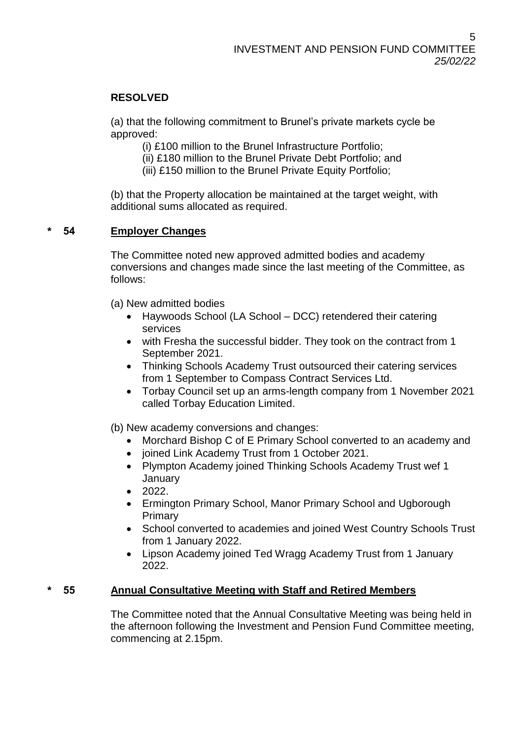**RESOLVED**

(a) that the following commitment to Brunel's private markets cycle be approved:

- (i) £100 million to the Brunel Infrastructure Portfolio;
- (ii) £180 million to the Brunel Private Debt Portfolio; and
- (iii) £150 million to the Brunel Private Equity Portfolio;

(b) that the Property allocation be maintained at the target weight, with additional sums allocated as required.

## \* 54 Employer Changes

The Committee noted new approved admitted bodies and academy conversions and changes made since the last meeting of the Committee, as follows:

(a) New admitted bodies

- Haywoods School (LA School – DCC) retendered their catering services
- with Fresha the successful bidder. They took on the contract from 1 September 2021.
- Thinking Schools Academy Trust outsourced their catering services from 1 September to Compass Contract Services Ltd.
- Torbay Council set up an arms-length company from 1 November 2021 called Torbay Education Limited.

(b) New academy conversions and changes:

- Morchard Bishop C of E Primary School converted to an academy and
- joined Link Academy Trust from 1 October 2021.
- Plympton Academy joined Thinking Schools Academy Trust wef 1 January
- 2022.
- Ermington Primary School, Manor Primary School and Ugborough Primary
- School converted to academies and joined West Country Schools Trust from 1 January 2022.
- Lipson Academy joined Ted Wragg Academy Trust from 1 January 2022.

## \* 55 Annual Consultative Meeting with Staff and Retired Members

The Committee noted that the Annual Consultative Meeting was being held in the afternoon following the Investment and Pension Fund Committee meeting, commencing at 2.15pm.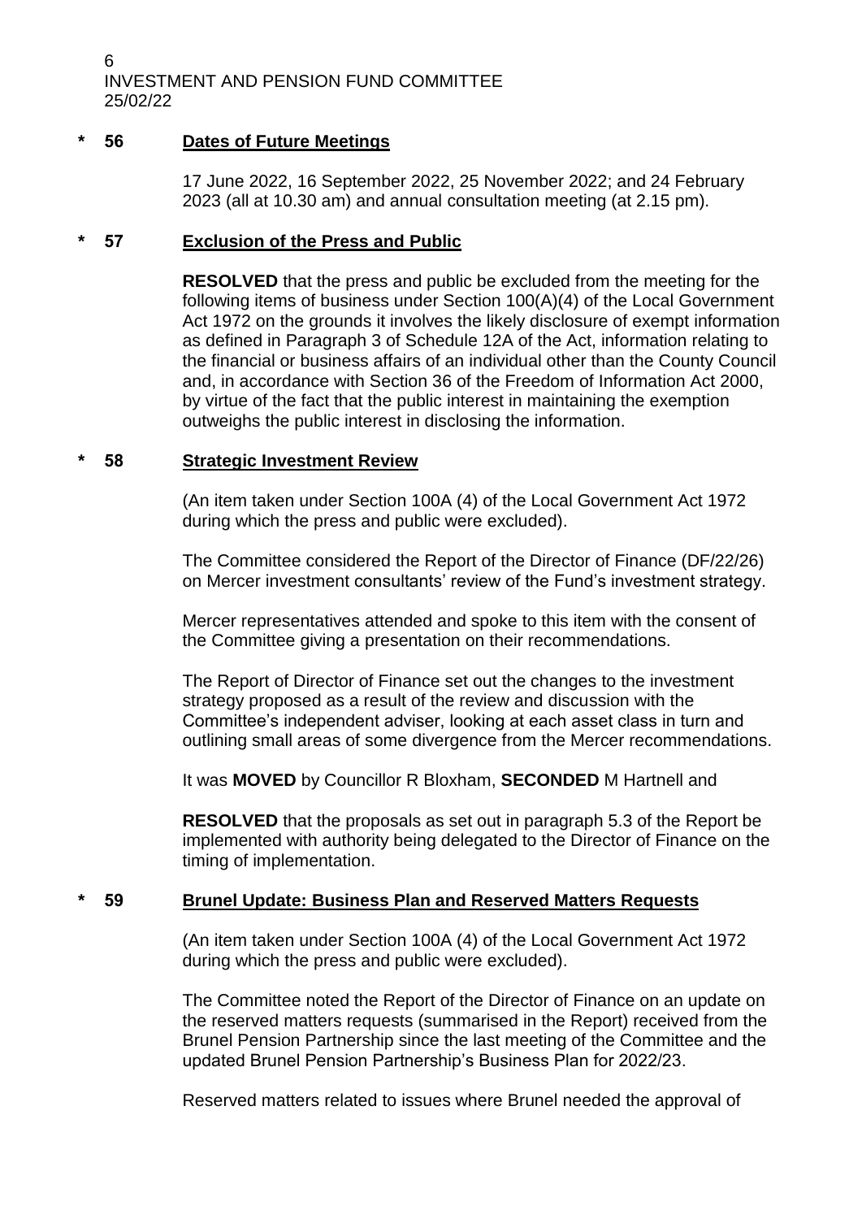## * 56 Dates of Future Meetings

17 June 2022, 16 September 2022, 25 November 2022; and 24 February 2023 (all at 10.30 am) and annual consultation meeting (at 2.15 pm).

## * 57 Exclusion of the Press and Public

**RESOLVED** that the press and public be excluded from the meeting for the following items of business under Section 100(A)(4) of the Local Government Act 1972 on the grounds it involves the likely disclosure of exempt information as defined in Paragraph 3 of Schedule 12A of the Act, information relating to the financial or business affairs of an individual other than the County Council and, in accordance with Section 36 of the Freedom of Information Act 2000, by virtue of the fact that the public interest in maintaining the exemption outweighs the public interest in disclosing the information.

## * 58 Strategic Investment Review

(An item taken under Section 100A (4) of the Local Government Act 1972 during which the press and public were excluded).

The Committee considered the Report of the Director of Finance (DF/22/26) on Mercer investment consultants' review of the Fund's investment strategy.

Mercer representatives attended and spoke to this item with the consent of the Committee giving a presentation on their recommendations.

The Report of Director of Finance set out the changes to the investment strategy proposed as a result of the review and discussion with the Committee's independent adviser, looking at each asset class in turn and outlining small areas of some divergence from the Mercer recommendations.

It was **MOVED** by Councillor R Bloxham, **SECONDED** M Hartnell and

**RESOLVED** that the proposals as set out in paragraph 5.3 of the Report be implemented with authority being delegated to the Director of Finance on the timing of implementation.

## * 59 Brunel Update: Business Plan and Reserved Matters Requests

(An item taken under Section 100A (4) of the Local Government Act 1972 during which the press and public were excluded).

The Committee noted the Report of the Director of Finance on an update on the reserved matters requests (summarised in the Report) received from the Brunel Pension Partnership since the last meeting of the Committee and the updated Brunel Pension Partnership's Business Plan for 2022/23.

Reserved matters related to issues where Brunel needed the approval of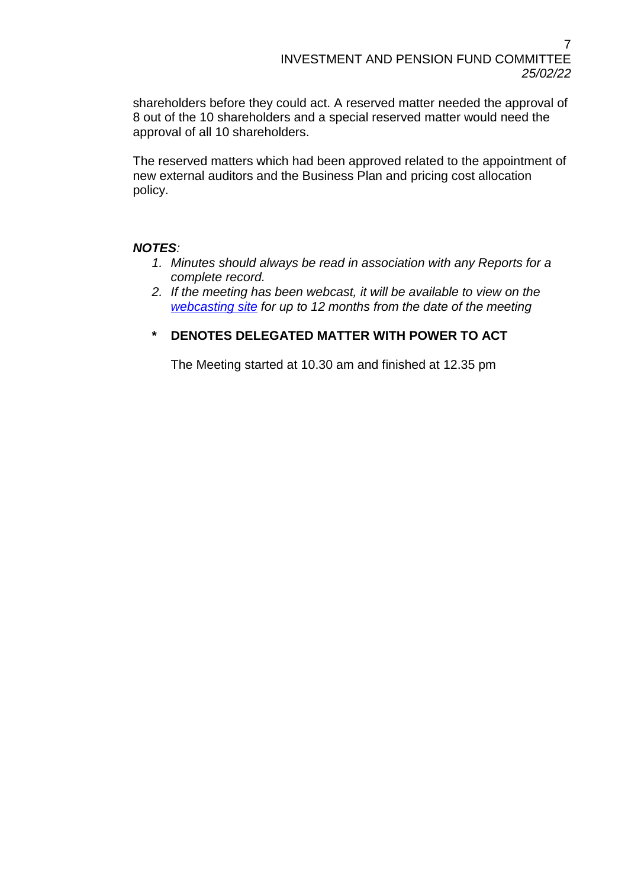shareholders before they could act. A reserved matter needed the approval of 8 out of the 10 shareholders and a special reserved matter would need the approval of all 10 shareholders.

The reserved matters which had been approved related to the appointment of new external auditors and the Business Plan and pricing cost allocation policy.

***NOTES**:*

1. *Minutes should always be read in association with any Reports for a complete record.*
2. *If the meeting has been webcast, it will be available to view on the [webcasting site](webcasting site) for up to 12 months from the date of the meeting*

**\* DENOTES DELEGATED MATTER WITH POWER TO ACT**

The Meeting started at 10.30 am and finished at 12.35 pm